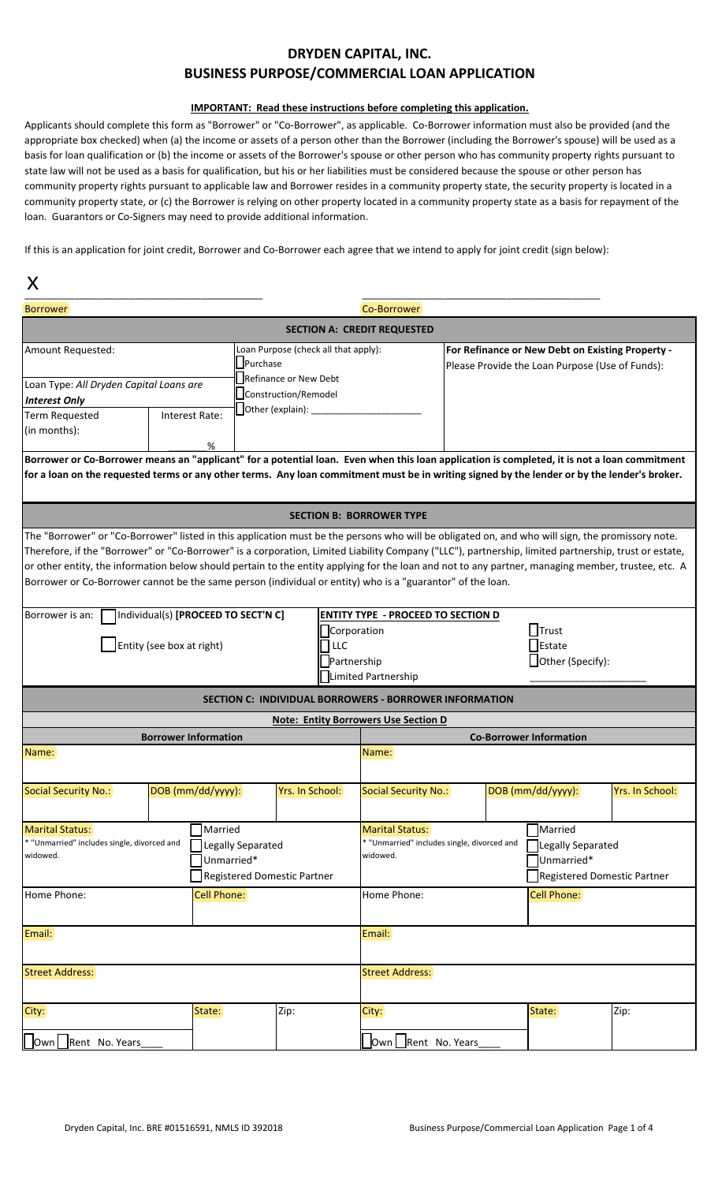# DRYDEN CAPITAL, INC.
# BUSINESS PURPOSE/COMMERCIAL LOAN APPLICATION

**IMPORTANT: Read these instructions before completing this application.**

Applicants should complete this form as "Borrower" or "Co-Borrower", as applicable. Co-Borrower information must also be provided (and the appropriate box checked) when (a) the income or assets of a person other than the Borrower (including the Borrower's spouse) will be used as a basis for loan qualification or (b) the income or assets of the Borrower's spouse or other person who has community property rights pursuant to state law will not be used as a basis for qualification, but his or her liabilities must be considered because the spouse or other person has community property rights pursuant to applicable law and Borrower resides in a community property state, the security property is located in a community property state, or (c) the Borrower is relying on other property located in a community property state as a basis for repayment of the loan. Guarantors or Co-Signers may need to provide additional information.

If this is an application for joint credit, Borrower and Co-Borrower each agree that we intend to apply for joint credit (sign below):

X
_______________________________________ Borrower

_______________________________________ Co-Borrower

## SECTION A: CREDIT REQUESTED

| Amount Requested: | | Loan Purpose (check all that apply): ☐ Purchase ☐ Refinance or New Debt ☐ Construction/Remodel ☐ Other (explain): ____________ | **For Refinance or New Debt on Existing Property - Please Provide the Loan Purpose (Use of Funds):** |
|---|---|---|---|
| Loan Type: *All Dryden Capital Loans are* ***Interest Only*** | | | |
| Term Requested (in months): | Interest Rate: _____ % | | |

**Borrower or Co-Borrower means an "applicant" for a potential loan. Even when this loan application is completed, it is not a loan commitment for a loan on the requested terms or any other terms. Any loan commitment must be in writing signed by the lender or by the lender's broker.**

## SECTION B: BORROWER TYPE

The "Borrower" or "Co-Borrower" listed in this application must be the persons who will be obligated on, and who will sign, the promissory note. Therefore, if the "Borrower" or "Co-Borrower" is a corporation, Limited Liability Company ("LLC"), partnership, limited partnership, trust or estate, or other entity, the information below should pertain to the entity applying for the loan and not to any partner, managing member, trustee, etc. A Borrower or Co-Borrower cannot be the same person (individual or entity) who is a "guarantor" of the loan.

Borrower is an: ☐ Individual(s) **[PROCEED TO SECT'N C]**

☐ Entity (see box at right)

**ENTITY TYPE - PROCEED TO SECTION D**

☐ Corporation ☐ LLC ☐ Partnership ☐ Limited Partnership ☐ Trust ☐ Estate ☐ Other (Specify): ____________________

## SECTION C: INDIVIDUAL BORROWERS - BORROWER INFORMATION

**Note: Entity Borrowers Use Section D**

| Borrower Information | | | Co-Borrower Information | | |
|---|---|---|---|---|---|
| Name: | | | Name: | | |
| Social Security No.: | DOB (mm/dd/yyyy): | Yrs. In School: | Social Security No.: | DOB (mm/dd/yyyy): | Yrs. In School: |
| Marital Status: * "Unmarried" includes single, divorced and widowed. | ☐ Married ☐ Legally Separated ☐ Unmarried* ☐ Registered Domestic Partner | | Marital Status: * "Unmarried" includes single, divorced and widowed. | ☐ Married ☐ Legally Separated ☐ Unmarried* ☐ Registered Domestic Partner | |
| Home Phone: | Cell Phone: | | Home Phone: | Cell Phone: | |
| Email: | | | Email: | | |
| Street Address: | | | Street Address: | | |
| City: | State: | Zip: | City: | State: | Zip: |
| ☐ Own ☐ Rent No. Years____ | | | ☐ Own ☐ Rent No. Years____ | | |

Dryden Capital, Inc. BRE #01516591, NMLS ID 392018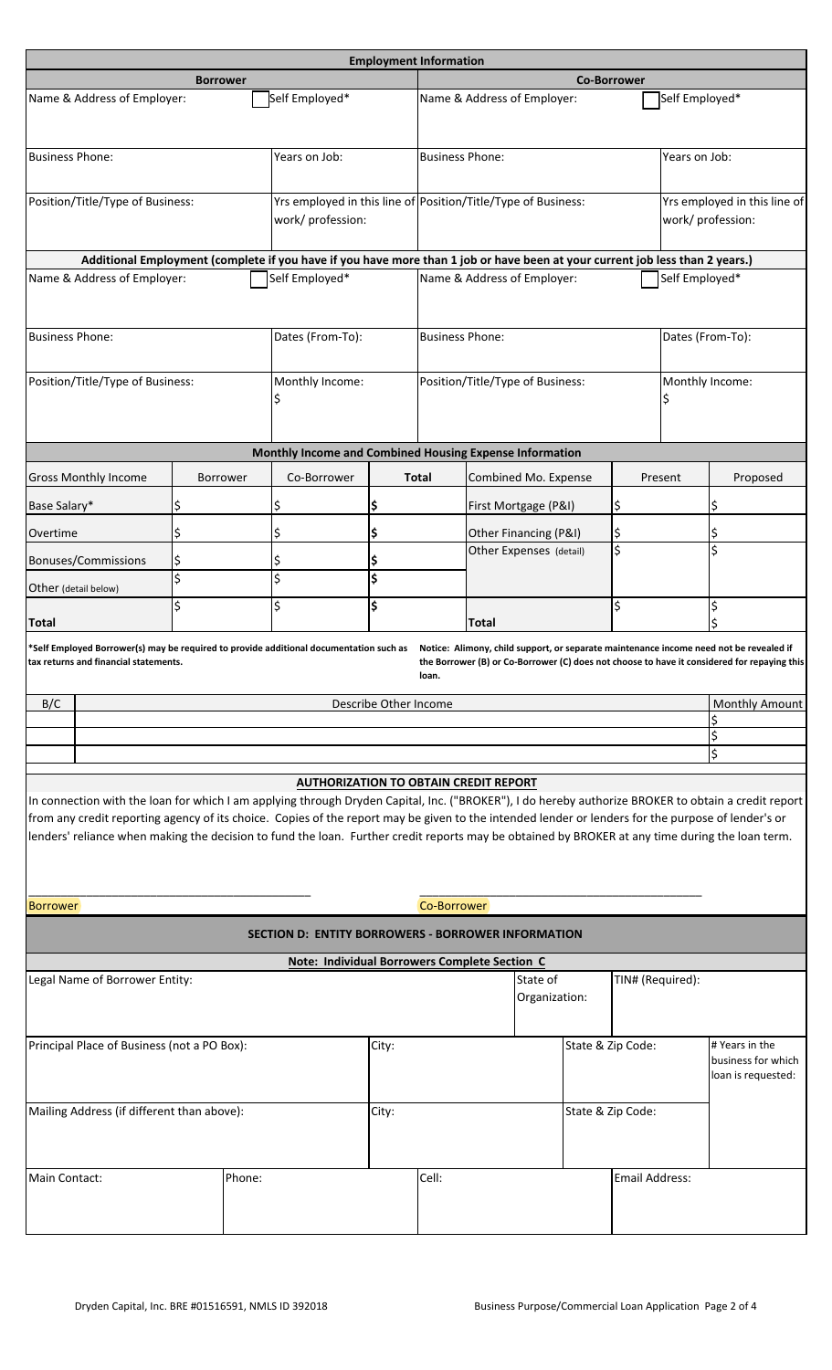## Employment Information

| Borrower | | Co-Borrower | |
|---|---|---|---|
| Name & Address of Employer: | ☐ Self Employed* | Name & Address of Employer: | ☐ Self Employed* |
| Business Phone: | Years on Job: | Business Phone: | Years on Job: |
| Position/Title/Type of Business: | Yrs employed in this line of work/ profession: | Position/Title/Type of Business: | Yrs employed in this line of work/ profession: |

**Additional Employment (complete if you have if you have more than 1 job or have been at your current job less than 2 years.)**

| Borrower | | Co-Borrower | |
|---|---|---|---|
| Name & Address of Employer: | ☐ Self Employed* | Name & Address of Employer: | ☐ Self Employed* |
| Business Phone: | Dates (From-To): | Business Phone: | Dates (From-To): |
| Position/Title/Type of Business: | Monthly Income: $ | Position/Title/Type of Business: | Monthly Income: $ |

## Monthly Income and Combined Housing Expense Information

| Gross Monthly Income | Borrower | Co-Borrower | Total | Combined Mo. Expense | Present | Proposed |
|---|---|---|---|---|---|---|
| Base Salary* | $ | $ | $ | First Mortgage (P&I) | $ | $ |
| Overtime | $ | $ | $ | Other Financing (P&I) | $ | $ |
| Bonuses/Commissions | $ | $ | $ | Other Expenses (detail) | $ | $ |
| Other (detail below) | $ | $ | $ | | | |
| **Total** | $ | $ | $ | **Total** | $ | $ |

**\*Self Employed Borrower(s) may be required to provide additional documentation such as tax returns and financial statements.**

**Notice: Alimony, child support, or separate maintenance income need not be revealed if the Borrower (B) or Co-Borrower (C) does not choose to have it considered for repaying this loan.**

| B/C | Describe Other Income | Monthly Amount |
|---|---|---|
| | | $ |
| | | $ |
| | | $ |

## AUTHORIZATION TO OBTAIN CREDIT REPORT

In connection with the loan for which I am applying through Dryden Capital, Inc. ("BROKER"), I do hereby authorize BROKER to obtain a credit report from any credit reporting agency of its choice. Copies of the report may be given to the intended lender or lenders for the purpose of lender's or lenders' reliance when making the decision to fund the loan. Further credit reports may be obtained by BROKER at any time during the loan term.

\_\_\_\_\_\_\_\_\_\_\_\_\_\_\_\_\_\_\_\_\_\_\_\_\_\_\_\_\_\_\_\_ Borrower

\_\_\_\_\_\_\_\_\_\_\_\_\_\_\_\_\_\_\_\_\_\_\_\_\_\_\_\_\_\_\_\_ Co-Borrower

## SECTION D: ENTITY BORROWERS - BORROWER INFORMATION

**Note: Individual Borrowers Complete Section C**

| Legal Name of Borrower Entity: | | | State of Organization: | TIN# (Required): |
|---|---|---|---|---|
| Principal Place of Business (not a PO Box): | City: | | State & Zip Code: | # Years in the business for which loan is requested: |
| Mailing Address (if different than above): | City: | | State & Zip Code: | |
| Main Contact: | Phone: | Cell: | | Email Address: |

Dryden Capital, Inc. BRE #01516591, NMLS ID 392018

Business Purpose/Commercial Loan Application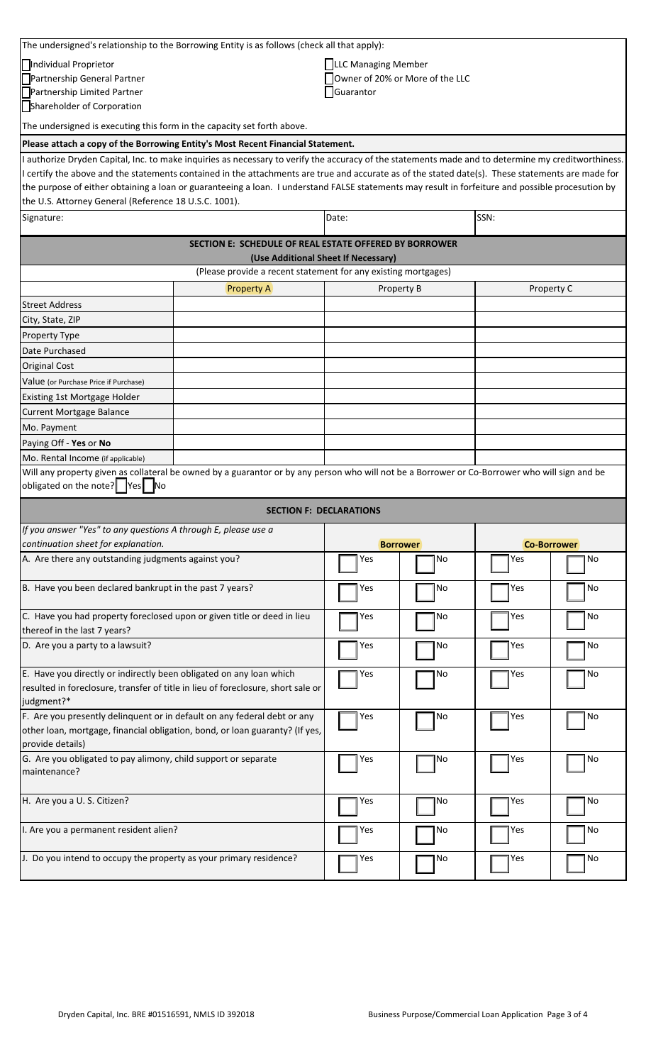The undersigned's relationship to the Borrowing Entity is as follows (check all that apply):

- ☐ Individual Proprietor
- ☐ Partnership General Partner
- ☐ Partnership Limited Partner
- ☐ Shareholder of Corporation
- ☐ LLC Managing Member
- ☐ Owner of 20% or More of the LLC
- ☐ Guarantor

The undersigned is executing this form in the capacity set forth above.

**Please attach a copy of the Borrowing Entity's Most Recent Financial Statement.**

I authorize Dryden Capital, Inc. to make inquiries as necessary to verify the accuracy of the statements made and to determine my creditworthiness. I certify the above and the statements contained in the attachments are true and accurate as of the stated date(s). These statements are made for the purpose of either obtaining a loan or guaranteeing a loan. I understand FALSE statements may result in forfeiture and possible procesution by the U.S. Attorney General (Reference 18 U.S.C. 1001).

| Signature: | Date: | SSN: |
|---|---|---|

## SECTION E: SCHEDULE OF REAL ESTATE OFFERED BY BORROWER

**(Use Additional Sheet If Necessary)**

(Please provide a recent statement for any existing mortgages)

| | Property A | Property B | Property C |
|---|---|---|---|
| Street Address | | | |
| City, State, ZIP | | | |
| Property Type | | | |
| Date Purchased | | | |
| Original Cost | | | |
| Value (or Purchase Price if Purchase) | | | |
| Existing 1st Mortgage Holder | | | |
| Current Mortgage Balance | | | |
| Mo. Payment | | | |
| Paying Off - **Yes** or **No** | | | |
| Mo. Rental Income (if applicable) | | | |

Will any property given as collateral be owned by a guarantor or by any person who will not be a Borrower or Co-Borrower who will sign and be obligated on the note? ☐ Yes ☐ No

## SECTION F: DECLARATIONS

| *If you answer "Yes" to any questions A through E, please use a continuation sheet for explanation.* | Borrower | | Co-Borrower | |
|---|---|---|---|---|
| A. Are there any outstanding judgments against you? | ☐ Yes | ☐ No | ☐ Yes | ☐ No |
| B. Have you been declared bankrupt in the past 7 years? | ☐ Yes | ☐ No | ☐ Yes | ☐ No |
| C. Have you had property foreclosed upon or given title or deed in lieu thereof in the last 7 years? | ☐ Yes | ☐ No | ☐ Yes | ☐ No |
| D. Are you a party to a lawsuit? | ☐ Yes | ☐ No | ☐ Yes | ☐ No |
| E. Have you directly or indirectly been obligated on any loan which resulted in foreclosure, transfer of title in lieu of foreclosure, short sale or judgment?* | ☐ Yes | ☐ No | ☐ Yes | ☐ No |
| F. Are you presently delinquent or in default on any federal debt or any other loan, mortgage, financial obligation, bond, or loan guaranty? (If yes, provide details) | ☐ Yes | ☐ No | ☐ Yes | ☐ No |
| G. Are you obligated to pay alimony, child support or separate maintenance? | ☐ Yes | ☐ No | ☐ Yes | ☐ No |
| H. Are you a U. S. Citizen? | ☐ Yes | ☐ No | ☐ Yes | ☐ No |
| I. Are you a permanent resident alien? | ☐ Yes | ☐ No | ☐ Yes | ☐ No |
| J. Do you intend to occupy the property as your primary residence? | ☐ Yes | ☐ No | ☐ Yes | ☐ No |

Dryden Capital, Inc. BRE #01516591, NMLS ID 392018 — Business Purpose/Commercial Loan Application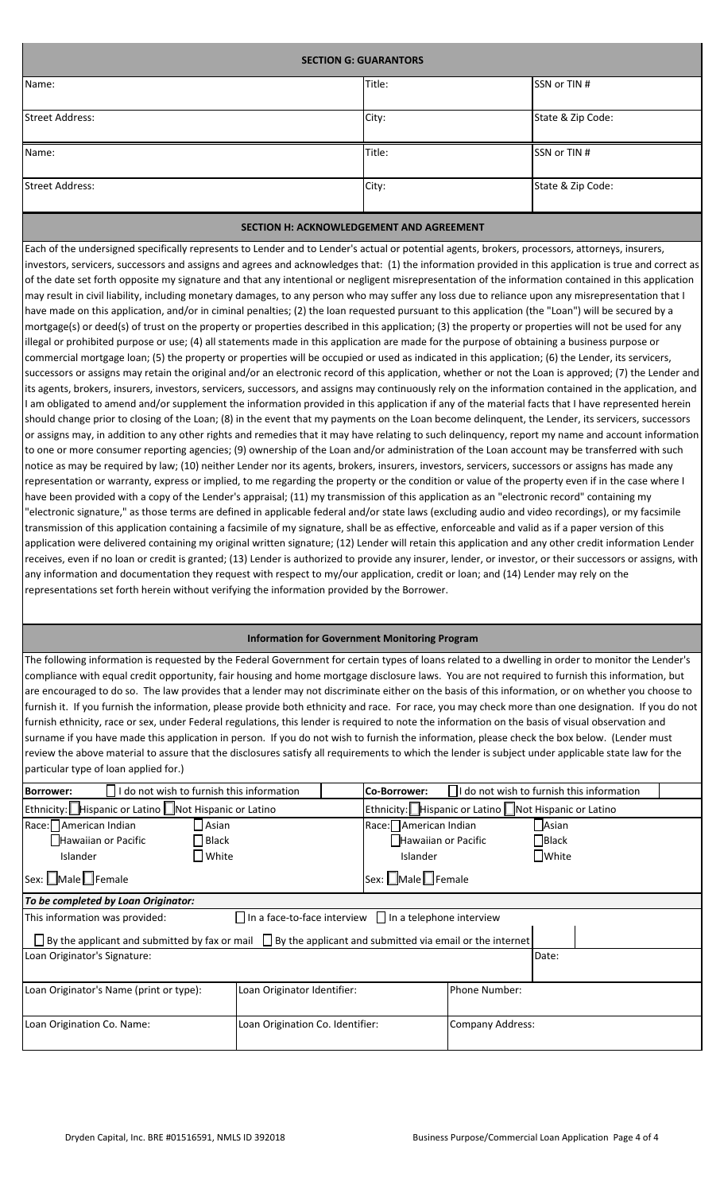## SECTION G: GUARANTORS

| | | |
|---|---|---|
| Name: | Title: | SSN or TIN # |
| Street Address: | City: | State & Zip Code: |
| Name: | Title: | SSN or TIN # |
| Street Address: | City: | State & Zip Code: |

## SECTION H: ACKNOWLEDGEMENT AND AGREEMENT

Each of the undersigned specifically represents to Lender and to Lender's actual or potential agents, brokers, processors, attorneys, insurers, investors, servicers, successors and assigns and agrees and acknowledges that: (1) the information provided in this application is true and correct as of the date set forth opposite my signature and that any intentional or negligent misrepresentation of the information contained in this application may result in civil liability, including monetary damages, to any person who may suffer any loss due to reliance upon any misrepresentation that I have made on this application, and/or in ciminal penalties; (2) the loan requested pursuant to this application (the "Loan") will be secured by a mortgage(s) or deed(s) of trust on the property or properties described in this application; (3) the property or properties will not be used for any illegal or prohibited purpose or use; (4) all statements made in this application are made for the purpose of obtaining a business purpose or commercial mortgage loan; (5) the property or properties will be occupied or used as indicated in this application; (6) the Lender, its servicers, successors or assigns may retain the original and/or an electronic record of this application, whether or not the Loan is approved; (7) the Lender and its agents, brokers, insurers, investors, servicers, successors, and assigns may continuously rely on the information contained in the application, and I am obligated to amend and/or supplement the information provided in this application if any of the material facts that I have represented herein should change prior to closing of the Loan; (8) in the event that my payments on the Loan become delinquent, the Lender, its servicers, successors or assigns may, in addition to any other rights and remedies that it may have relating to such delinquency, report my name and account information to one or more consumer reporting agencies; (9) ownership of the Loan and/or administration of the Loan account may be transferred with such notice as may be required by law; (10) neither Lender nor its agents, brokers, insurers, investors, servicers, successors or assigns has made any representation or warranty, express or implied, to me regarding the property or the condition or value of the property even if in the case where I have been provided with a copy of the Lender's appraisal; (11) my transmission of this application as an "electronic record" containing my "electronic signature," as those terms are defined in applicable federal and/or state laws (excluding audio and video recordings), or my facsimile transmission of this application containing a facsimile of my signature, shall be as effective, enforceable and valid as if a paper version of this application were delivered containing my original written signature; (12) Lender will retain this application and any other credit information Lender receives, even if no loan or credit is granted; (13) Lender is authorized to provide any insurer, lender, or investor, or their successors or assigns, with any information and documentation they request with respect to my/our application, credit or loan; and (14) Lender may rely on the representations set forth herein without verifying the information provided by the Borrower.

## Information for Government Monitoring Program

The following information is requested by the Federal Government for certain types of loans related to a dwelling in order to monitor the Lender's compliance with equal credit opportunity, fair housing and home mortgage disclosure laws. You are not required to furnish this information, but are encouraged to do so. The law provides that a lender may not discriminate either on the basis of this information, or on whether you choose to furnish it. If you furnish the information, please provide both ethnicity and race. For race, you may check more than one designation. If you do not furnish ethnicity, race or sex, under Federal regulations, this lender is required to note the information on the basis of visual observation and surname if you have made this application in person. If you do not wish to furnish the information, please check the box below. (Lender must review the above material to assure that the disclosures satisfy all requirements to which the lender is subject under applicable state law for the particular type of loan applied for.)

| | |
|---|---|
| **Borrower:** ☐ I do not wish to furnish this information | **Co-Borrower:** ☐ I do not wish to furnish this information |
| Ethnicity: ☐ Hispanic or Latino ☐ Not Hispanic or Latino | Ethnicity: ☐ Hispanic or Latino ☐ Not Hispanic or Latino |
| Race: ☐ American Indian ☐ Asian ☐ Hawaiian or Pacific Islander ☐ Black ☐ White | Race: ☐ American Indian ☐ Asian ☐ Hawaiian or Pacific Islander ☐ Black ☐ White |
| Sex: ☐ Male ☐ Female | Sex: ☐ Male ☐ Female |

***To be completed by Loan Originator:***

This information was provided: ☐ In a face-to-face interview ☐ In a telephone interview

☐ By the applicant and submitted by fax or mail ☐ By the applicant and submitted via email or the internet

| | | | |
|---|---|---|---|
| Loan Originator's Signature: | | | Date: |
| Loan Originator's Name (print or type): | Loan Originator Identifier: | Phone Number: | |
| Loan Origination Co. Name: | Loan Origination Co. Identifier: | Company Address: | |

Dryden Capital, Inc. BRE #01516591, NMLS ID 392018